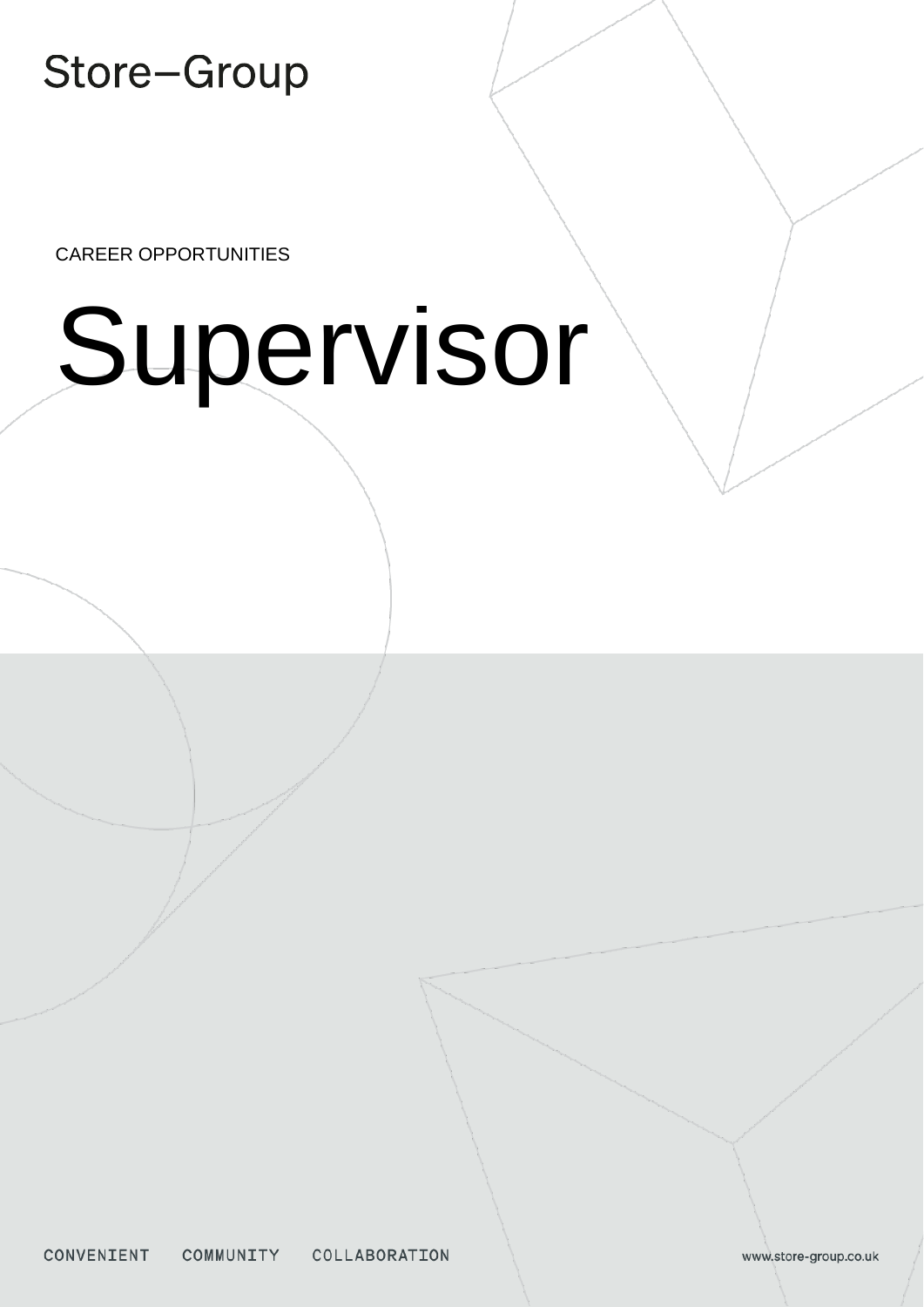Store–Group

CAREER OPPORTUNITIES

# Supervisor

CONVENIENT COMMUNITY COLLABORATION

www.store-group.co.uk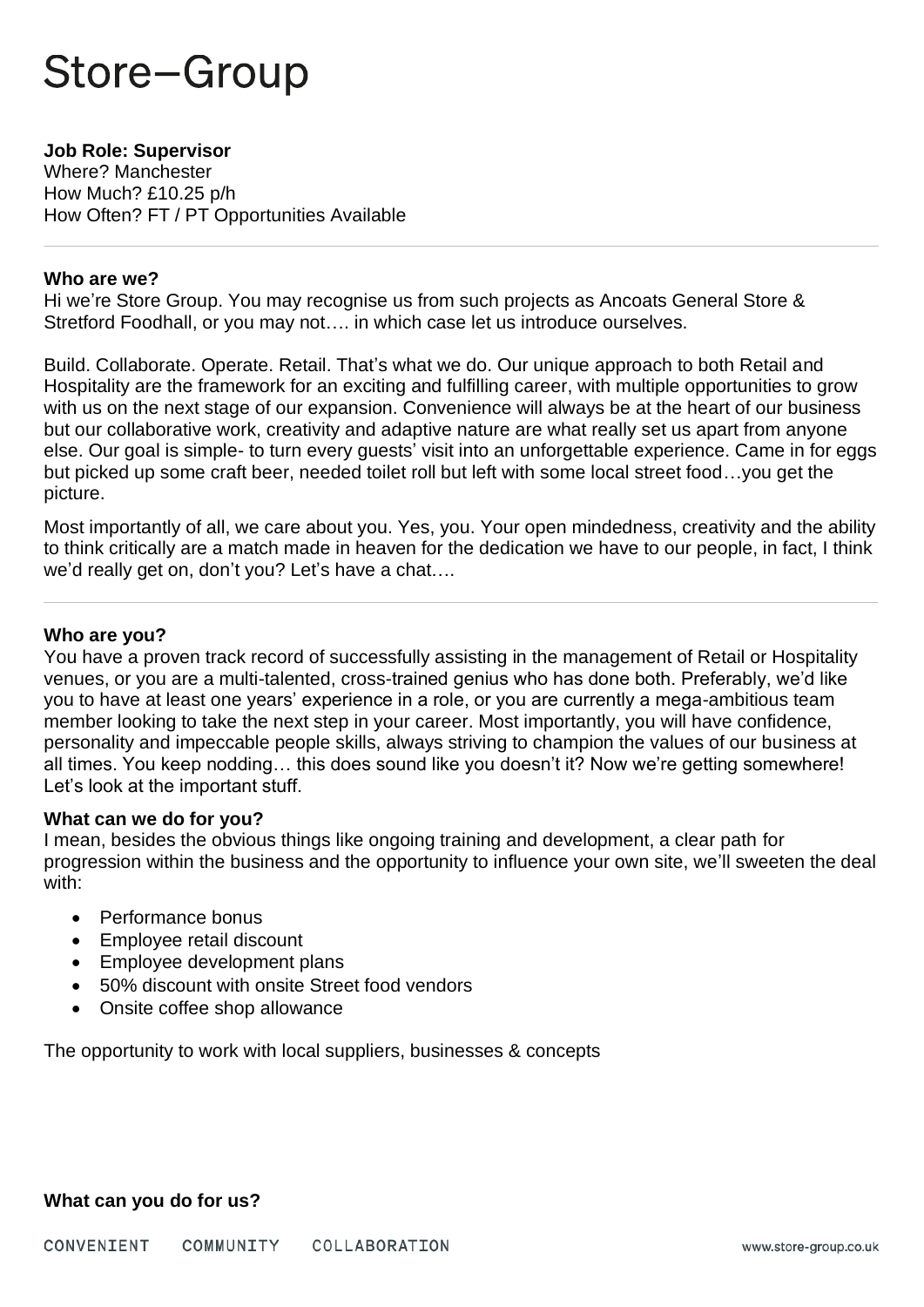# Store–Group

**Job Role: Supervisor**
Where? Manchester
How Much? £10.25 p/h
How Often? FT / PT Opportunities Available

---

**Who are we?**

Hi we're Store Group. You may recognise us from such projects as Ancoats General Store & Stretford Foodhall, or you may not…. in which case let us introduce ourselves.

Build. Collaborate. Operate. Retail. That's what we do. Our unique approach to both Retail and Hospitality are the framework for an exciting and fulfilling career, with multiple opportunities to grow with us on the next stage of our expansion. Convenience will always be at the heart of our business but our collaborative work, creativity and adaptive nature are what really set us apart from anyone else. Our goal is simple- to turn every guests' visit into an unforgettable experience. Came in for eggs but picked up some craft beer, needed toilet roll but left with some local street food…you get the picture.

Most importantly of all, we care about you. Yes, you. Your open mindedness, creativity and the ability to think critically are a match made in heaven for the dedication we have to our people, in fact, I think we'd really get on, don't you? Let's have a chat….

---

**Who are you?**

You have a proven track record of successfully assisting in the management of Retail or Hospitality venues, or you are a multi-talented, cross-trained genius who has done both. Preferably, we'd like you to have at least one years' experience in a role, or you are currently a mega-ambitious team member looking to take the next step in your career. Most importantly, you will have confidence, personality and impeccable people skills, always striving to champion the values of our business at all times. You keep nodding… this does sound like you doesn't it? Now we're getting somewhere! Let's look at the important stuff.

**What can we do for you?**

I mean, besides the obvious things like ongoing training and development, a clear path for progression within the business and the opportunity to influence your own site, we'll sweeten the deal with:

- Performance bonus
- Employee retail discount
- Employee development plans
- 50% discount with onsite Street food vendors
- Onsite coffee shop allowance

The opportunity to work with local suppliers, businesses & concepts

**What can you do for us?**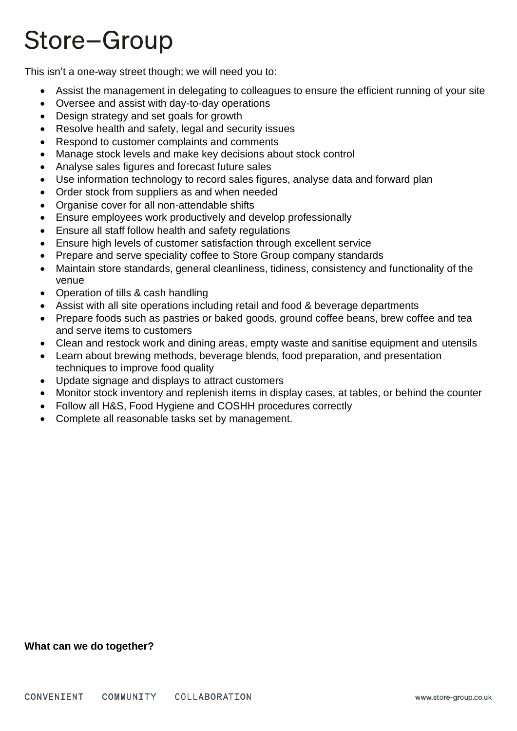This isn't a one-way street though; we will need you to:

- Assist the management in delegating to colleagues to ensure the efficient running of your site
- Oversee and assist with day-to-day operations
- Design strategy and set goals for growth
- Resolve health and safety, legal and security issues
- Respond to customer complaints and comments
- Manage stock levels and make key decisions about stock control
- Analyse sales figures and forecast future sales
- Use information technology to record sales figures, analyse data and forward plan
- Order stock from suppliers as and when needed
- Organise cover for all non-attendable shifts
- Ensure employees work productively and develop professionally
- Ensure all staff follow health and safety regulations
- Ensure high levels of customer satisfaction through excellent service
- Prepare and serve speciality coffee to Store Group company standards
- Maintain store standards, general cleanliness, tidiness, consistency and functionality of the venue
- Operation of tills & cash handling
- Assist with all site operations including retail and food & beverage departments
- Prepare foods such as pastries or baked goods, ground coffee beans, brew coffee and tea and serve items to customers
- Clean and restock work and dining areas, empty waste and sanitise equipment and utensils
- Learn about brewing methods, beverage blends, food preparation, and presentation techniques to improve food quality
- Update signage and displays to attract customers
- Monitor stock inventory and replenish items in display cases, at tables, or behind the counter
- Follow all H&S, Food Hygiene and COSHH procedures correctly
- Complete all reasonable tasks set by management.

**What can we do together?**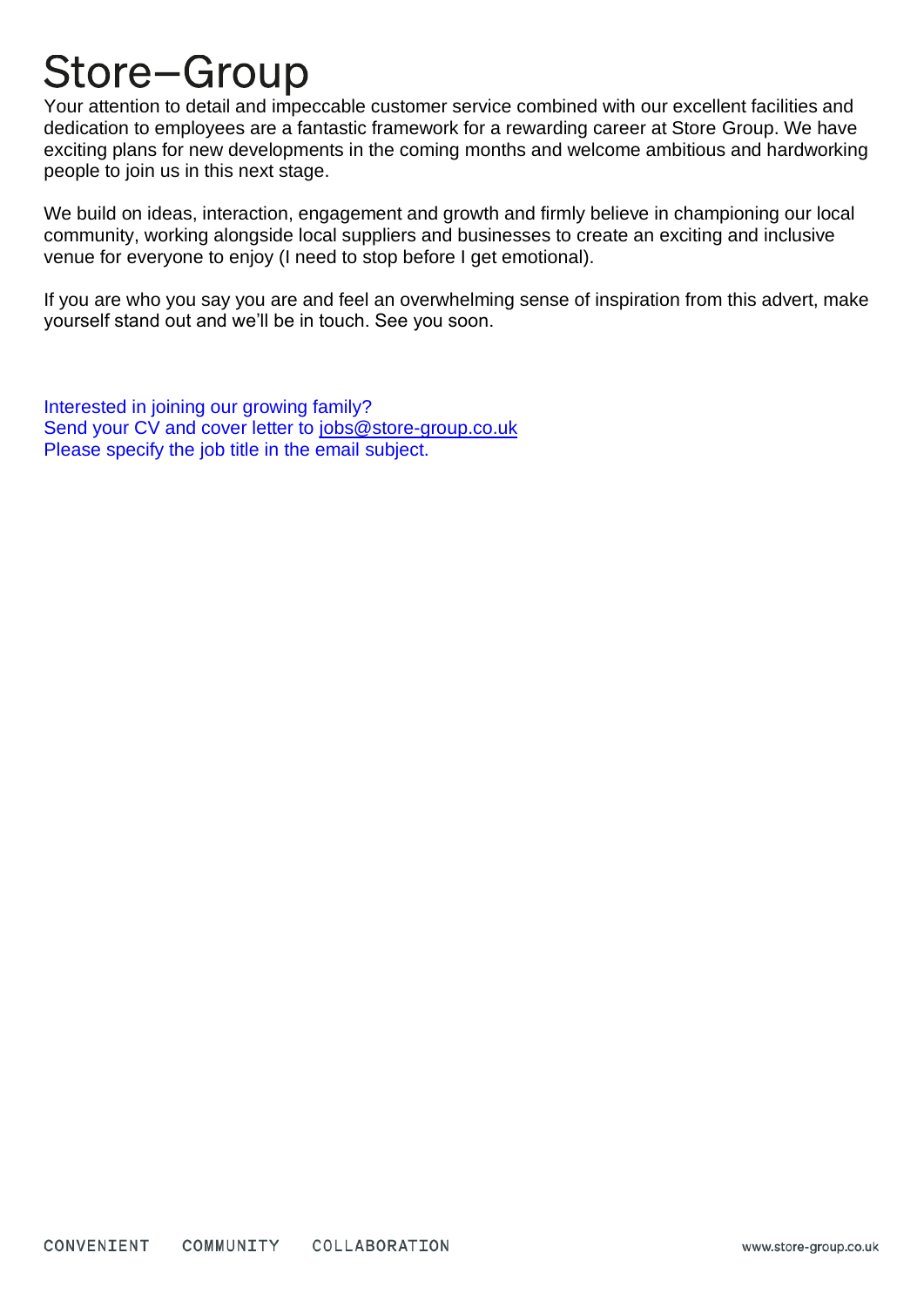# Store–Group

Your attention to detail and impeccable customer service combined with our excellent facilities and dedication to employees are a fantastic framework for a rewarding career at Store Group. We have exciting plans for new developments in the coming months and welcome ambitious and hardworking people to join us in this next stage.

We build on ideas, interaction, engagement and growth and firmly believe in championing our local community, working alongside local suppliers and businesses to create an exciting and inclusive venue for everyone to enjoy (I need to stop before I get emotional).

If you are who you say you are and feel an overwhelming sense of inspiration from this advert, make yourself stand out and we'll be in touch. See you soon.

Interested in joining our growing family?
Send your CV and cover letter to jobs@store-group.co.uk
Please specify the job title in the email subject.

CONVENIENT COMMUNITY COLLABORATION

www.store-group.co.uk